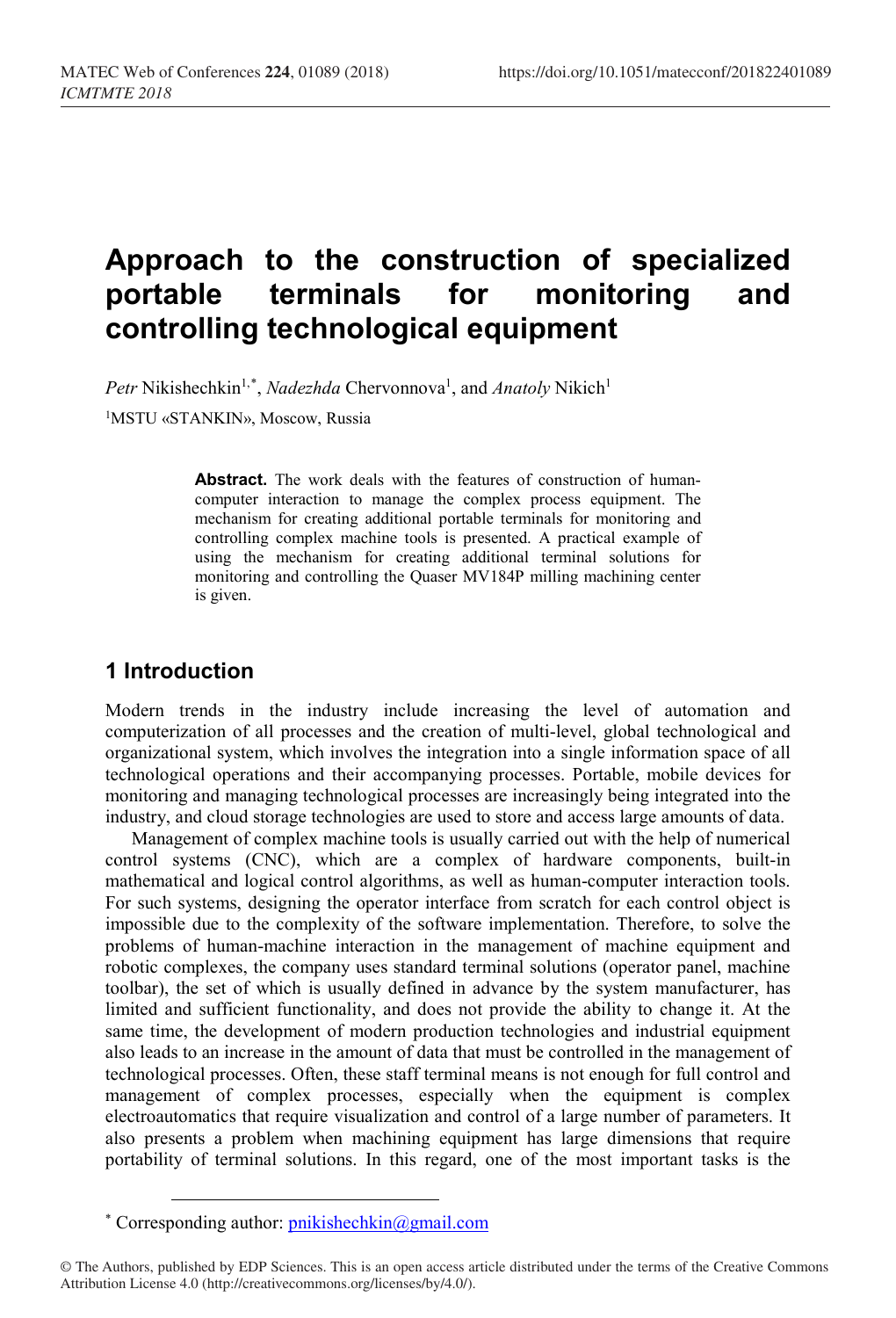# Approach to the construction of specialized portable terminals for monitoring and controlling technological equipment

*Petr* Nikishechkin[1,*], *Nadezhda* Chervonnova[1], and *Anatoly* Nikich[1]

[1]MSTU «STANKIN», Moscow, Russia

**Abstract.** The work deals with the features of construction of human-computer interaction to manage the complex process equipment. The mechanism for creating additional portable terminals for monitoring and controlling complex machine tools is presented. A practical example of using the mechanism for creating additional terminal solutions for monitoring and controlling the Quaser MV184P milling machining center is given.

## 1 Introduction

Modern trends in the industry include increasing the level of automation and computerization of all processes and the creation of multi-level, global technological and organizational system, which involves the integration into a single information space of all technological operations and their accompanying processes. Portable, mobile devices for monitoring and managing technological processes are increasingly being integrated into the industry, and cloud storage technologies are used to store and access large amounts of data.

Management of complex machine tools is usually carried out with the help of numerical control systems (CNC), which are a complex of hardware components, built-in mathematical and logical control algorithms, as well as human-computer interaction tools. For such systems, designing the operator interface from scratch for each control object is impossible due to the complexity of the software implementation. Therefore, to solve the problems of human-machine interaction in the management of machine equipment and robotic complexes, the company uses standard terminal solutions (operator panel, machine toolbar), the set of which is usually defined in advance by the system manufacturer, has limited and sufficient functionality, and does not provide the ability to change it. At the same time, the development of modern production technologies and industrial equipment also leads to an increase in the amount of data that must be controlled in the management of technological processes. Often, these staff terminal means is not enough for full control and management of complex processes, especially when the equipment is complex electroautomatics that require visualization and control of a large number of parameters. It also presents a problem when machining equipment has large dimensions that require portability of terminal solutions. In this regard, one of the most important tasks is the

[*] Corresponding author: pnikishechkin@gmail.com

© The Authors, published by EDP Sciences. This is an open access article distributed under the terms of the Creative Commons Attribution License 4.0 (http://creativecommons.org/licenses/by/4.0/).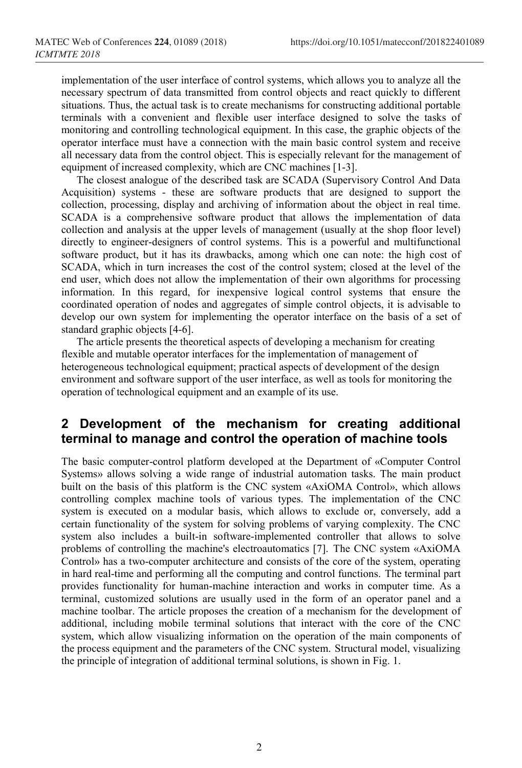implementation of the user interface of control systems, which allows you to analyze all the necessary spectrum of data transmitted from control objects and react quickly to different situations. Thus, the actual task is to create mechanisms for constructing additional portable terminals with a convenient and flexible user interface designed to solve the tasks of monitoring and controlling technological equipment. In this case, the graphic objects of the operator interface must have a connection with the main basic control system and receive all necessary data from the control object. This is especially relevant for the management of equipment of increased complexity, which are CNC machines [1-3].

The closest analogue of the described task are SCADA (Supervisory Control And Data Acquisition) systems - these are software products that are designed to support the collection, processing, display and archiving of information about the object in real time. SCADA is a comprehensive software product that allows the implementation of data collection and analysis at the upper levels of management (usually at the shop floor level) directly to engineer-designers of control systems. This is a powerful and multifunctional software product, but it has its drawbacks, among which one can note: the high cost of SCADA, which in turn increases the cost of the control system; closed at the level of the end user, which does not allow the implementation of their own algorithms for processing information. In this regard, for inexpensive logical control systems that ensure the coordinated operation of nodes and aggregates of simple control objects, it is advisable to develop our own system for implementing the operator interface on the basis of a set of standard graphic objects [4-6].

The article presents the theoretical aspects of developing a mechanism for creating flexible and mutable operator interfaces for the implementation of management of heterogeneous technological equipment; practical aspects of development of the design environment and software support of the user interface, as well as tools for monitoring the operation of technological equipment and an example of its use.

## 2 Development of the mechanism for creating additional terminal to manage and control the operation of machine tools

The basic computer-control platform developed at the Department of «Computer Control Systems» allows solving a wide range of industrial automation tasks. The main product built on the basis of this platform is the CNC system «AxiOMA Control», which allows controlling complex machine tools of various types. The implementation of the CNC system is executed on a modular basis, which allows to exclude or, conversely, add a certain functionality of the system for solving problems of varying complexity. The CNC system also includes a built-in software-implemented controller that allows to solve problems of controlling the machine's electroautomatics [7]. The CNC system «AxiOMA Control» has a two-computer architecture and consists of the core of the system, operating in hard real-time and performing all the computing and control functions. The terminal part provides functionality for human-machine interaction and works in computer time. As a terminal, customized solutions are usually used in the form of an operator panel and a machine toolbar. The article proposes the creation of a mechanism for the development of additional, including mobile terminal solutions that interact with the core of the CNC system, which allow visualizing information on the operation of the main components of the process equipment and the parameters of the CNC system. Structural model, visualizing the principle of integration of additional terminal solutions, is shown in Fig. 1.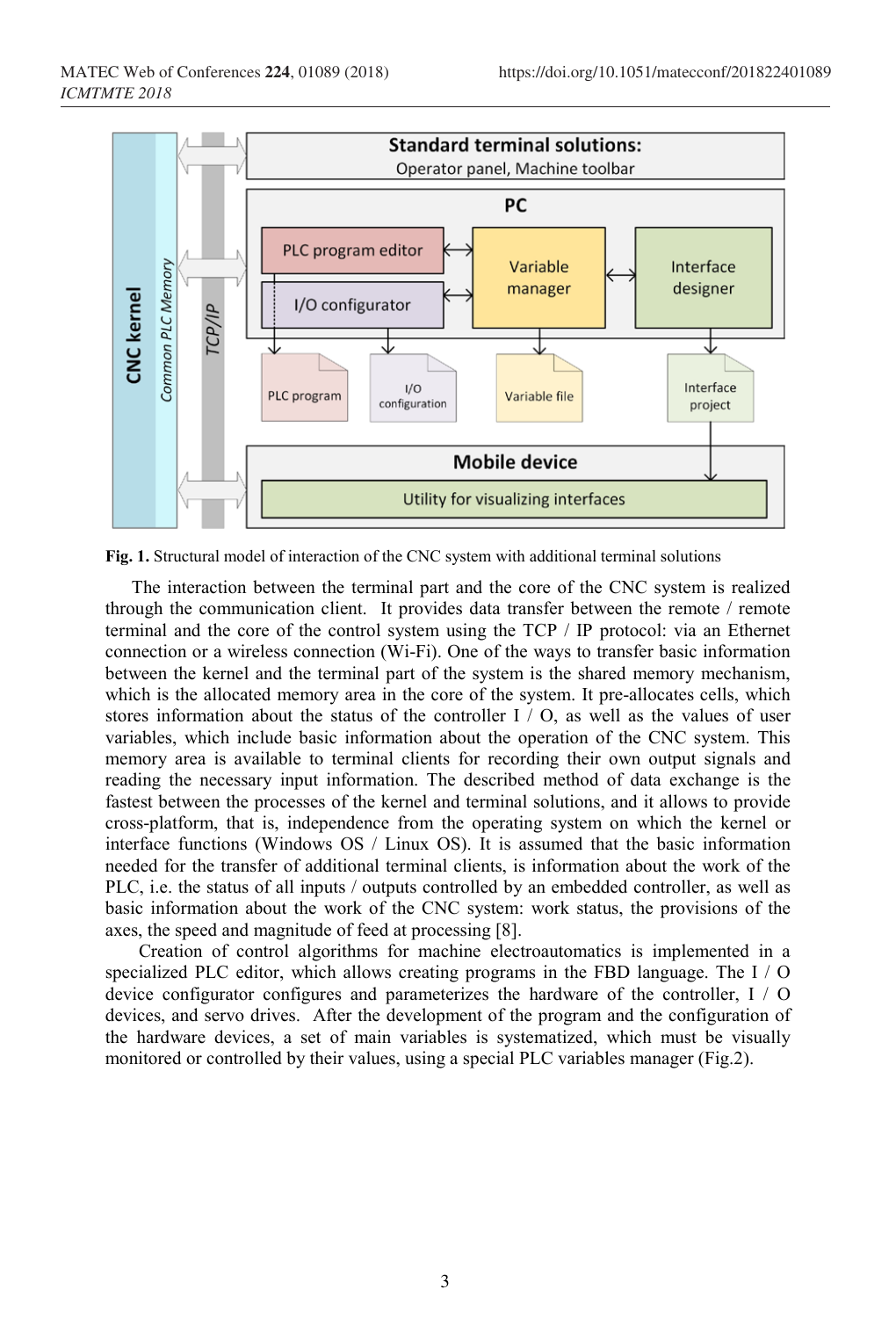Fig. 1. Structural model of interaction of the CNC system with additional terminal solutions

The interaction between the terminal part and the core of the CNC system is realized through the communication client. It provides data transfer between the remote / remote terminal and the core of the control system using the TCP / IP protocol: via an Ethernet connection or a wireless connection (Wi-Fi). One of the ways to transfer basic information between the kernel and the terminal part of the system is the shared memory mechanism, which is the allocated memory area in the core of the system. It pre-allocates cells, which stores information about the status of the controller I / O, as well as the values of user variables, which include basic information about the operation of the CNC system. This memory area is available to terminal clients for recording their own output signals and reading the necessary input information. The described method of data exchange is the fastest between the processes of the kernel and terminal solutions, and it allows to provide cross-platform, that is, independence from the operating system on which the kernel or interface functions (Windows OS / Linux OS). It is assumed that the basic information needed for the transfer of additional terminal clients, is information about the work of the PLC, i.e. the status of all inputs / outputs controlled by an embedded controller, as well as basic information about the work of the CNC system: work status, the provisions of the axes, the speed and magnitude of feed at processing [8].

Creation of control algorithms for machine electroautomatics is implemented in a specialized PLC editor, which allows creating programs in the FBD language. The I / O device configurator configures and parameterizes the hardware of the controller, I / O devices, and servo drives. After the development of the program and the configuration of the hardware devices, a set of main variables is systematized, which must be visually monitored or controlled by their values, using a special PLC variables manager (Fig.2).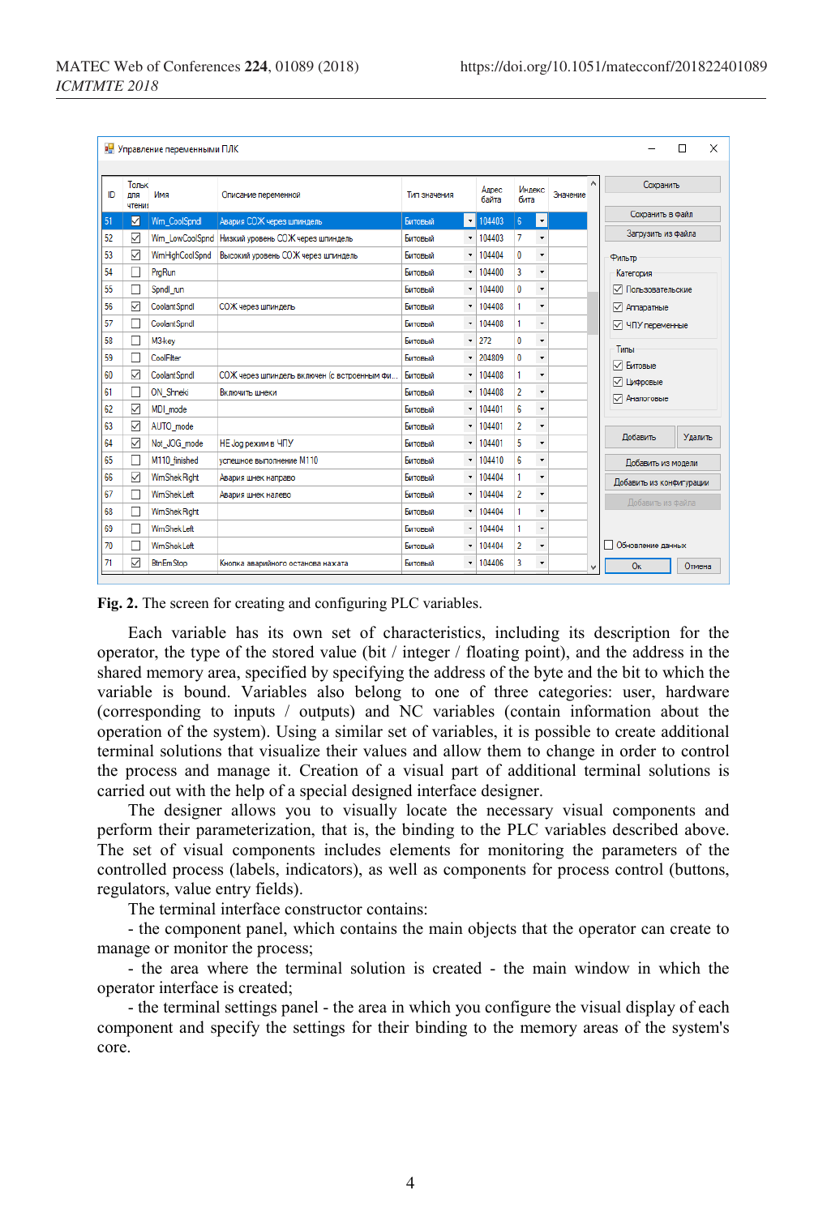**Fig. 2.** The screen for creating and configuring PLC variables.

Each variable has its own set of characteristics, including its description for the operator, the type of the stored value (bit / integer / floating point), and the address in the shared memory area, specified by specifying the address of the byte and the bit to which the variable is bound. Variables also belong to one of three categories: user, hardware (corresponding to inputs / outputs) and NC variables (contain information about the operation of the system). Using a similar set of variables, it is possible to create additional terminal solutions that visualize their values and allow them to change in order to control the process and manage it. Creation of a visual part of additional terminal solutions is carried out with the help of a special designed interface designer.

The designer allows you to visually locate the necessary visual components and perform their parameterization, that is, the binding to the PLC variables described above. The set of visual components includes elements for monitoring the parameters of the controlled process (labels, indicators), as well as components for process control (buttons, regulators, value entry fields).

The terminal interface constructor contains:

- the component panel, which contains the main objects that the operator can create to manage or monitor the process;

- the area where the terminal solution is created - the main window in which the operator interface is created;

- the terminal settings panel - the area in which you configure the visual display of each component and specify the settings for their binding to the memory areas of the system's core.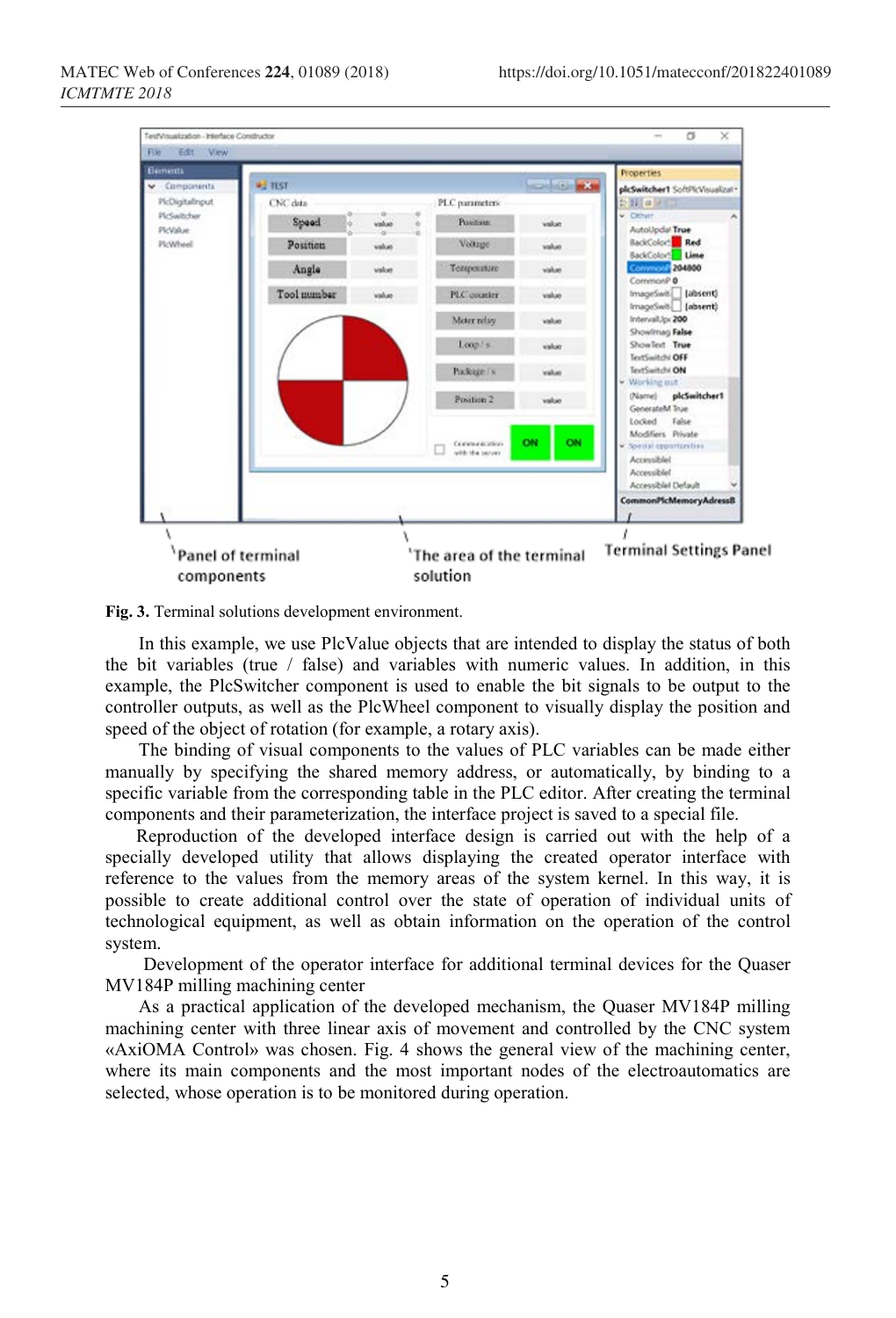Fig. 3. Terminal solutions development environment.

In this example, we use PlcValue objects that are intended to display the status of both the bit variables (true / false) and variables with numeric values. In addition, in this example, the PlcSwitcher component is used to enable the bit signals to be output to the controller outputs, as well as the PlcWheel component to visually display the position and speed of the object of rotation (for example, a rotary axis).

The binding of visual components to the values of PLC variables can be made either manually by specifying the shared memory address, or automatically, by binding to a specific variable from the corresponding table in the PLC editor. After creating the terminal components and their parameterization, the interface project is saved to a special file.

Reproduction of the developed interface design is carried out with the help of a specially developed utility that allows displaying the created operator interface with reference to the values from the memory areas of the system kernel. In this way, it is possible to create additional control over the state of operation of individual units of technological equipment, as well as obtain information on the operation of the control system.

Development of the operator interface for additional terminal devices for the Quaser MV184P milling machining center

As a practical application of the developed mechanism, the Quaser MV184P milling machining center with three linear axis of movement and controlled by the CNC system «AxiOMA Control» was chosen. Fig. 4 shows the general view of the machining center, where its main components and the most important nodes of the electroautomatics are selected, whose operation is to be monitored during operation.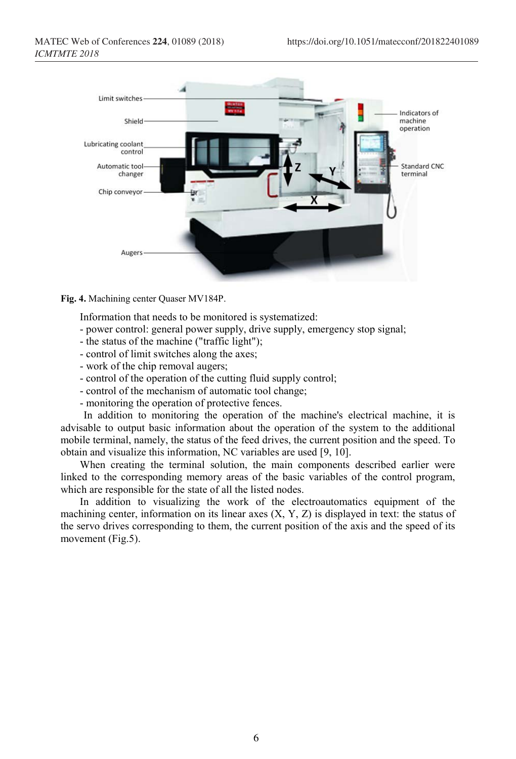**Fig. 4.** Machining center Quaser MV184P.

Information that needs to be monitored is systematized:

- power control: general power supply, drive supply, emergency stop signal;
- the status of the machine ("traffic light");
- control of limit switches along the axes;
- work of the chip removal augers;
- control of the operation of the cutting fluid supply control;
- control of the mechanism of automatic tool change;
- monitoring the operation of protective fences.

In addition to monitoring the operation of the machine's electrical machine, it is advisable to output basic information about the operation of the system to the additional mobile terminal, namely, the status of the feed drives, the current position and the speed. To obtain and visualize this information, NC variables are used [9, 10].

When creating the terminal solution, the main components described earlier were linked to the corresponding memory areas of the basic variables of the control program, which are responsible for the state of all the listed nodes.

In addition to visualizing the work of the electroautomatics equipment of the machining center, information on its linear axes (X, Y, Z) is displayed in text: the status of the servo drives corresponding to them, the current position of the axis and the speed of its movement (Fig.5).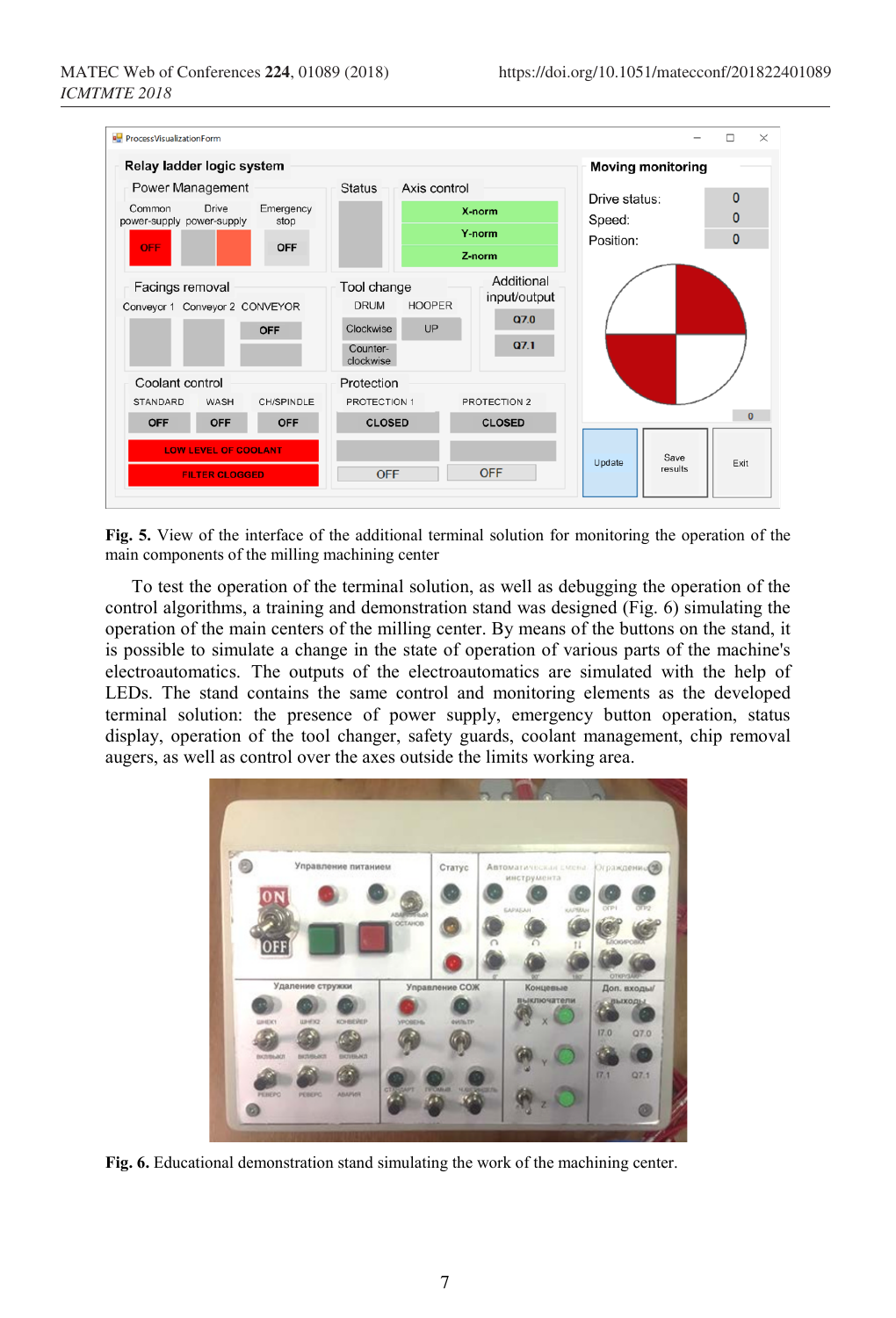**Fig. 5.** View of the interface of the additional terminal solution for monitoring the operation of the main components of the milling machining center

To test the operation of the terminal solution, as well as debugging the operation of the control algorithms, a training and demonstration stand was designed (Fig. 6) simulating the operation of the main centers of the milling center. By means of the buttons on the stand, it is possible to simulate a change in the state of operation of various parts of the machine's electroautomatics. The outputs of the electroautomatics are simulated with the help of LEDs. The stand contains the same control and monitoring elements as the developed terminal solution: the presence of power supply, emergency button operation, status display, operation of the tool changer, safety guards, coolant management, chip removal augers, as well as control over the axes outside the limits working area.

**Fig. 6.** Educational demonstration stand simulating the work of the machining center.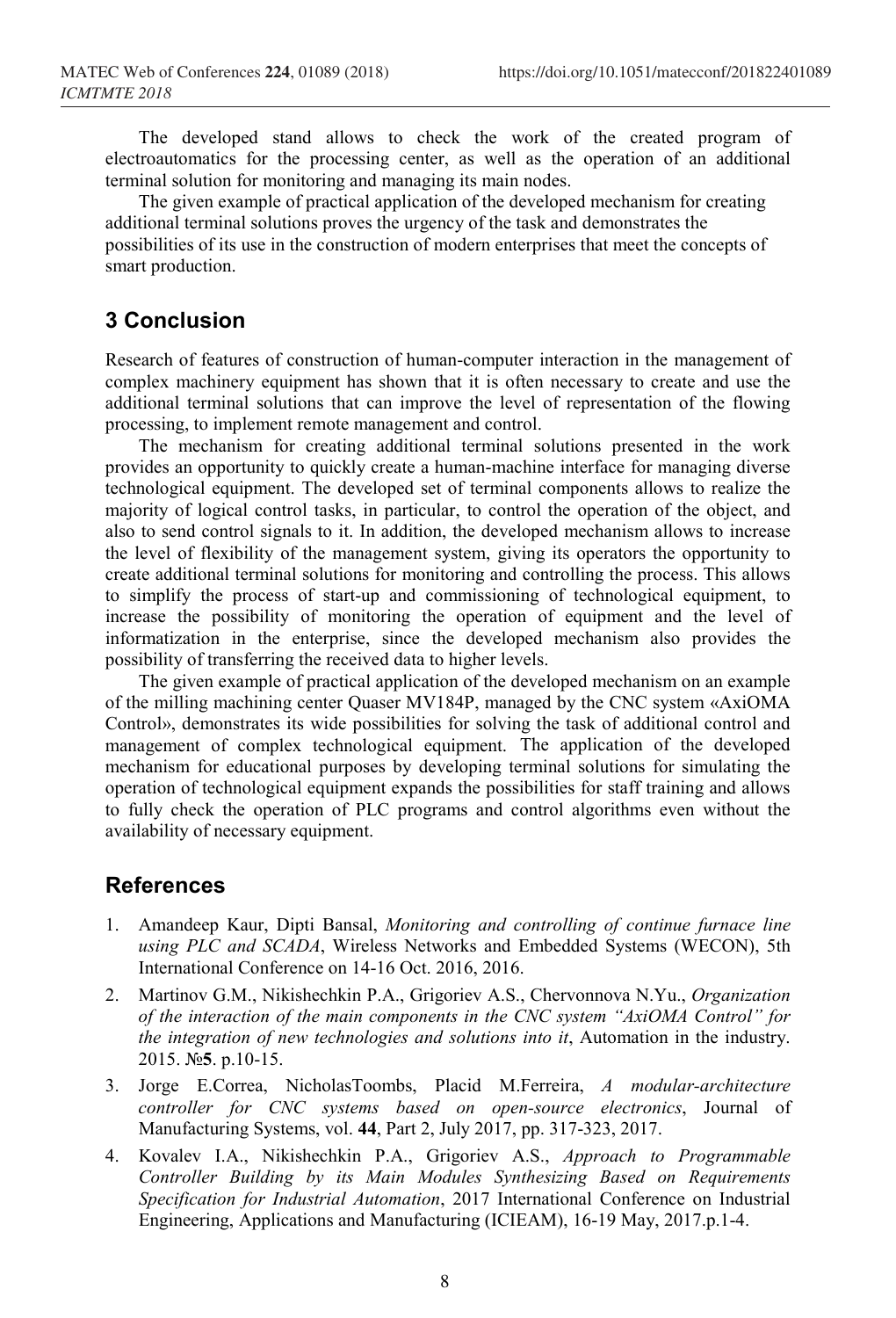The developed stand allows to check the work of the created program of electroautomatics for the processing center, as well as the operation of an additional terminal solution for monitoring and managing its main nodes.

The given example of practical application of the developed mechanism for creating additional terminal solutions proves the urgency of the task and demonstrates the possibilities of its use in the construction of modern enterprises that meet the concepts of smart production.

## 3 Conclusion

Research of features of construction of human-computer interaction in the management of complex machinery equipment has shown that it is often necessary to create and use the additional terminal solutions that can improve the level of representation of the flowing processing, to implement remote management and control.

The mechanism for creating additional terminal solutions presented in the work provides an opportunity to quickly create a human-machine interface for managing diverse technological equipment. The developed set of terminal components allows to realize the majority of logical control tasks, in particular, to control the operation of the object, and also to send control signals to it. In addition, the developed mechanism allows to increase the level of flexibility of the management system, giving its operators the opportunity to create additional terminal solutions for monitoring and controlling the process. This allows to simplify the process of start-up and commissioning of technological equipment, to increase the possibility of monitoring the operation of equipment and the level of informatization in the enterprise, since the developed mechanism also provides the possibility of transferring the received data to higher levels.

The given example of practical application of the developed mechanism on an example of the milling machining center Quaser MV184P, managed by the CNC system «AxiOMA Control», demonstrates its wide possibilities for solving the task of additional control and management of complex technological equipment. The application of the developed mechanism for educational purposes by developing terminal solutions for simulating the operation of technological equipment expands the possibilities for staff training and allows to fully check the operation of PLC programs and control algorithms even without the availability of necessary equipment.

## References

1. Amandeep Kaur, Dipti Bansal, *Monitoring and controlling of continue furnace line using PLC and SCADA*, Wireless Networks and Embedded Systems (WECON), 5th International Conference on 14-16 Oct. 2016, 2016.
2. Martinov G.M., Nikishechkin P.A., Grigoriev A.S., Chervonnova N.Yu., *Organization of the interaction of the main components in the CNC system "AxiOMA Control" for the integration of new technologies and solutions into it*, Automation in the industry. 2015. №**5**. p.10-15.
3. Jorge E.Correa, NicholasToombs, Placid M.Ferreira, *A modular-architecture controller for CNC systems based on open-source electronics*, Journal of Manufacturing Systems, vol. **44**, Part 2, July 2017, pp. 317-323, 2017.
4. Kovalev I.A., Nikishechkin P.A., Grigoriev A.S., *Approach to Programmable Controller Building by its Main Modules Synthesizing Based on Requirements Specification for Industrial Automation*, 2017 International Conference on Industrial Engineering, Applications and Manufacturing (ICIEAM), 16-19 May, 2017.p.1-4.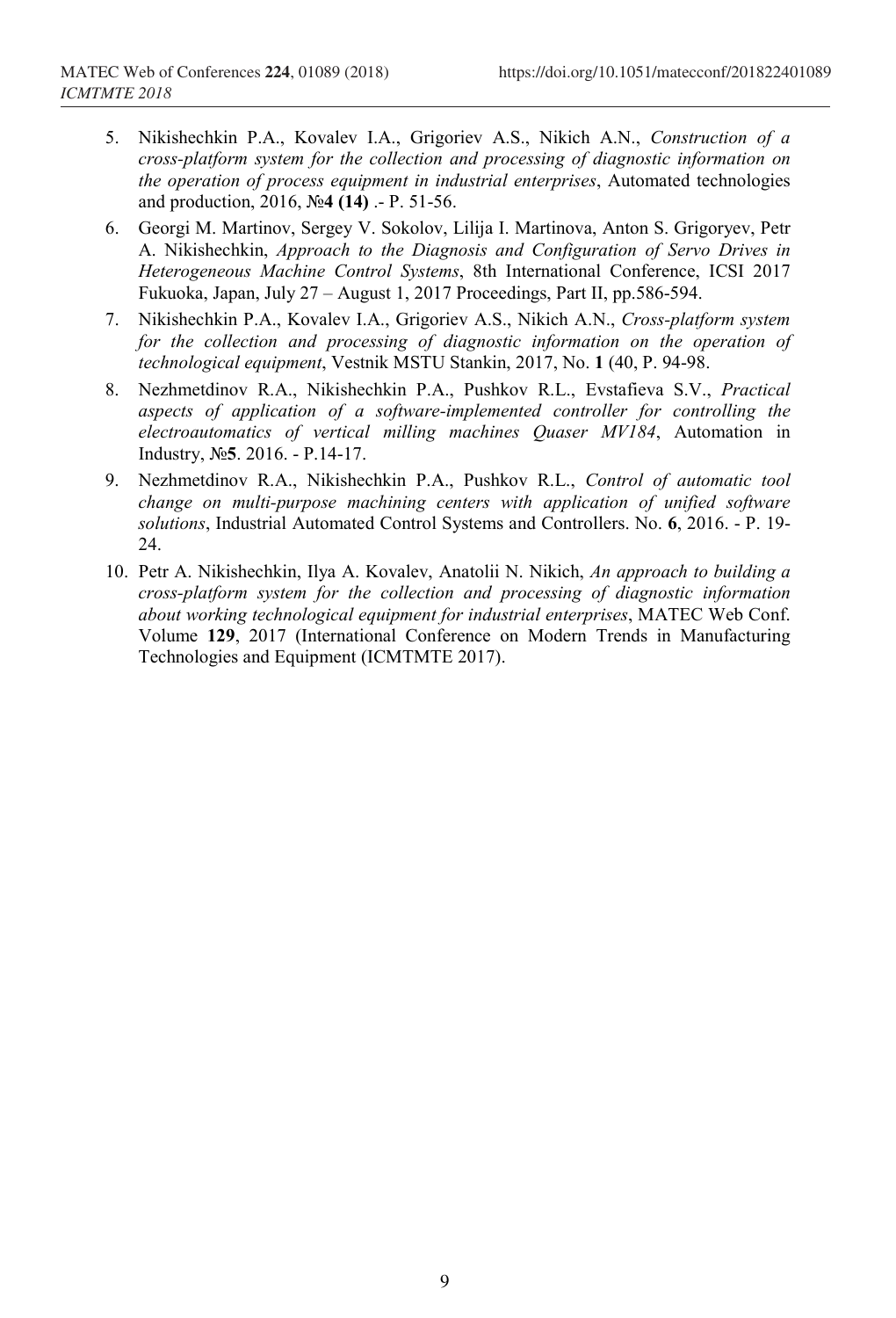5. Nikishechkin P.A., Kovalev I.A., Grigoriev A.S., Nikich A.N., *Construction of a cross-platform system for the collection and processing of diagnostic information on the operation of process equipment in industrial enterprises*, Automated technologies and production, 2016, №**4 (14)** .- P. 51-56.
6. Georgi M. Martinov, Sergey V. Sokolov, Lilija I. Martinova, Anton S. Grigoryev, Petr A. Nikishechkin, *Approach to the Diagnosis and Configuration of Servo Drives in Heterogeneous Machine Control Systems*, 8th International Conference, ICSI 2017 Fukuoka, Japan, July 27 – August 1, 2017 Proceedings, Part II, pp.586-594.
7. Nikishechkin P.A., Kovalev I.A., Grigoriev A.S., Nikich A.N., *Cross-platform system for the collection and processing of diagnostic information on the operation of technological equipment*, Vestnik MSTU Stankin, 2017, No. **1** (40, P. 94-98.
8. Nezhmetdinov R.A., Nikishechkin P.A., Pushkov R.L., Evstafieva S.V., *Practical aspects of application of a software-implemented controller for controlling the electroautomatics of vertical milling machines Quaser MV184*, Automation in Industry, №**5**. 2016. - P.14-17.
9. Nezhmetdinov R.A., Nikishechkin P.A., Pushkov R.L., *Control of automatic tool change on multi-purpose machining centers with application of unified software solutions*, Industrial Automated Control Systems and Controllers. No. **6**, 2016. - P. 19-24.
10. Petr A. Nikishechkin, Ilya A. Kovalev, Anatolii N. Nikich, *An approach to building a cross-platform system for the collection and processing of diagnostic information about working technological equipment for industrial enterprises*, MATEC Web Conf. Volume **129**, 2017 (International Conference on Modern Trends in Manufacturing Technologies and Equipment (ICMTMTE 2017).